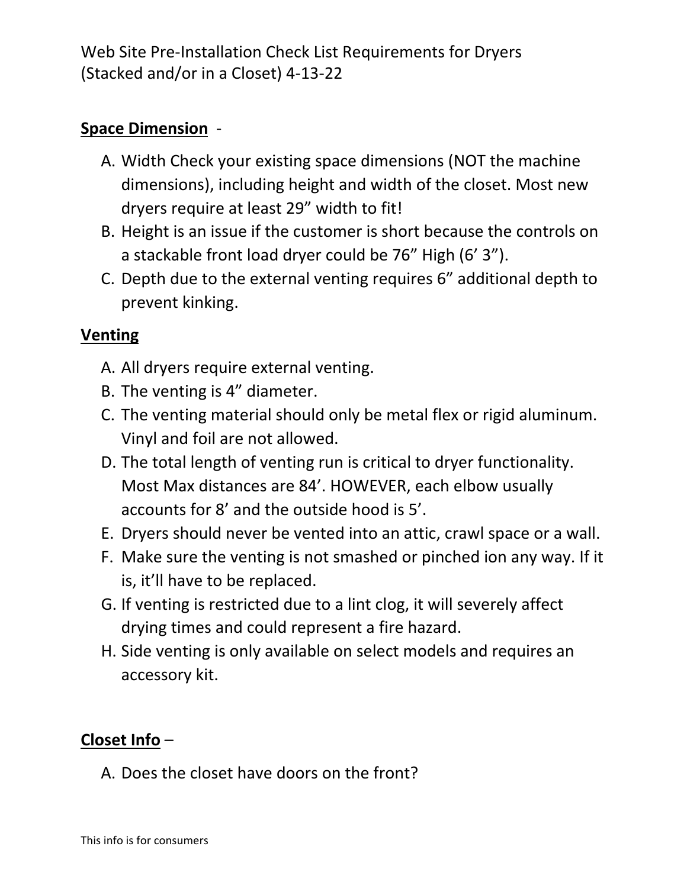Web Site Pre-Installation Check List Requirements for Dryers (Stacked and/or in a Closet) 4-13-22

## Space Dimension -

A. Width Check your existing space dimensions (NOT the machine dimensions), including height and width of the closet. Most new dryers require at least 29” width to fit!
B. Height is an issue if the customer is short because the controls on a stackable front load dryer could be 76” High (6’ 3”).
C. Depth due to the external venting requires 6” additional depth to prevent kinking.

## Venting

A. All dryers require external venting.
B. The venting is 4” diameter.
C. The venting material should only be metal flex or rigid aluminum. Vinyl and foil are not allowed.
D. The total length of venting run is critical to dryer functionality. Most Max distances are 84’. HOWEVER, each elbow usually accounts for 8’ and the outside hood is 5’.
E. Dryers should never be vented into an attic, crawl space or a wall.
F. Make sure the venting is not smashed or pinched ion any way. If it is, it’ll have to be replaced.
G. If venting is restricted due to a lint clog, it will severely affect drying times and could represent a fire hazard.
H. Side venting is only available on select models and requires an accessory kit.

## Closet Info –

A. Does the closet have doors on the front?

This info is for consumers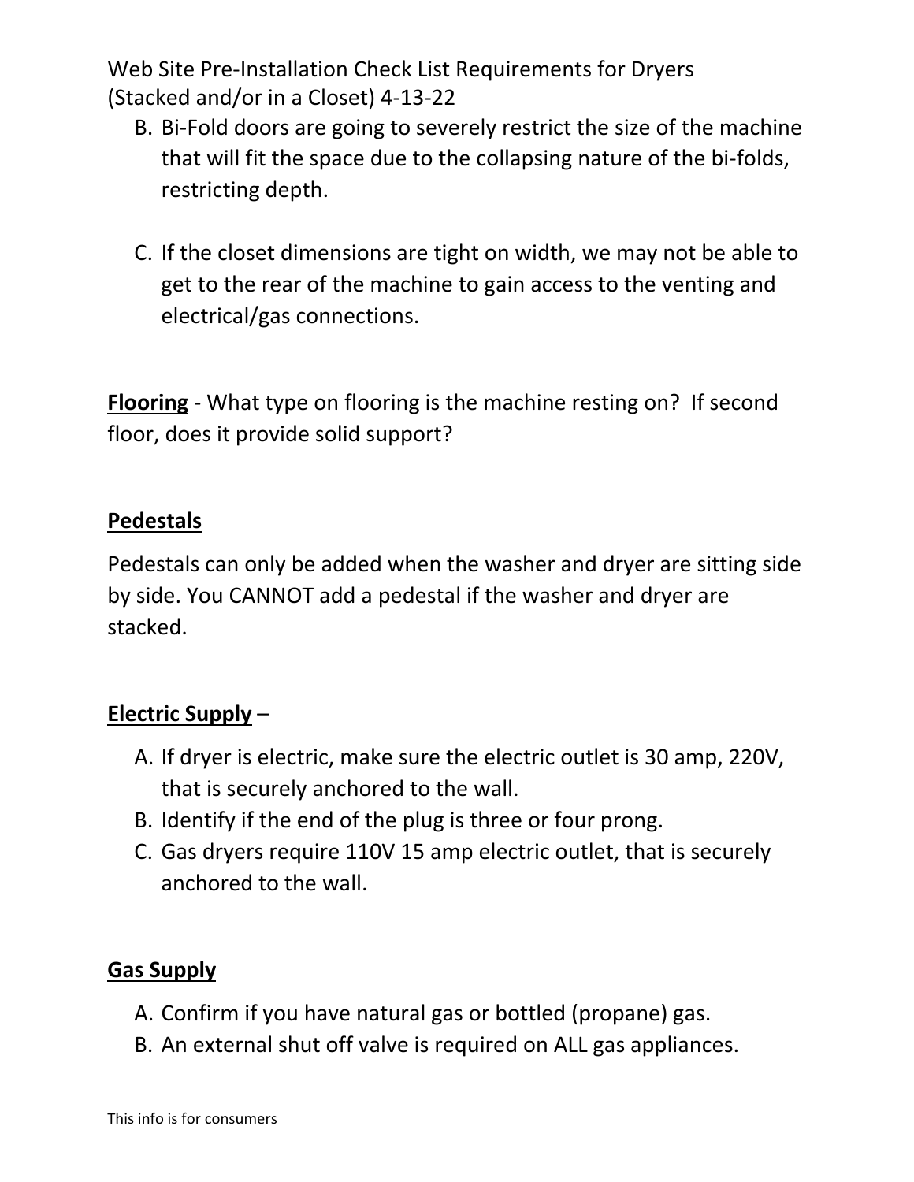Web Site Pre-Installation Check List Requirements for Dryers (Stacked and/or in a Closet) 4-13-22

B. Bi-Fold doors are going to severely restrict the size of the machine that will fit the space due to the collapsing nature of the bi-folds, restricting depth.

C. If the closet dimensions are tight on width, we may not be able to get to the rear of the machine to gain access to the venting and electrical/gas connections.

**<u>Flooring</u>** - What type on flooring is the machine resting on? If second floor, does it provide solid support?

**<u>Pedestals</u>**

Pedestals can only be added when the washer and dryer are sitting side by side. You CANNOT add a pedestal if the washer and dryer are stacked.

**<u>Electric Supply</u>** –

A. If dryer is electric, make sure the electric outlet is 30 amp, 220V, that is securely anchored to the wall.
B. Identify if the end of the plug is three or four prong.
C. Gas dryers require 110V 15 amp electric outlet, that is securely anchored to the wall.

**<u>Gas Supply</u>**

A. Confirm if you have natural gas or bottled (propane) gas.
B. An external shut off valve is required on ALL gas appliances.

This info is for consumers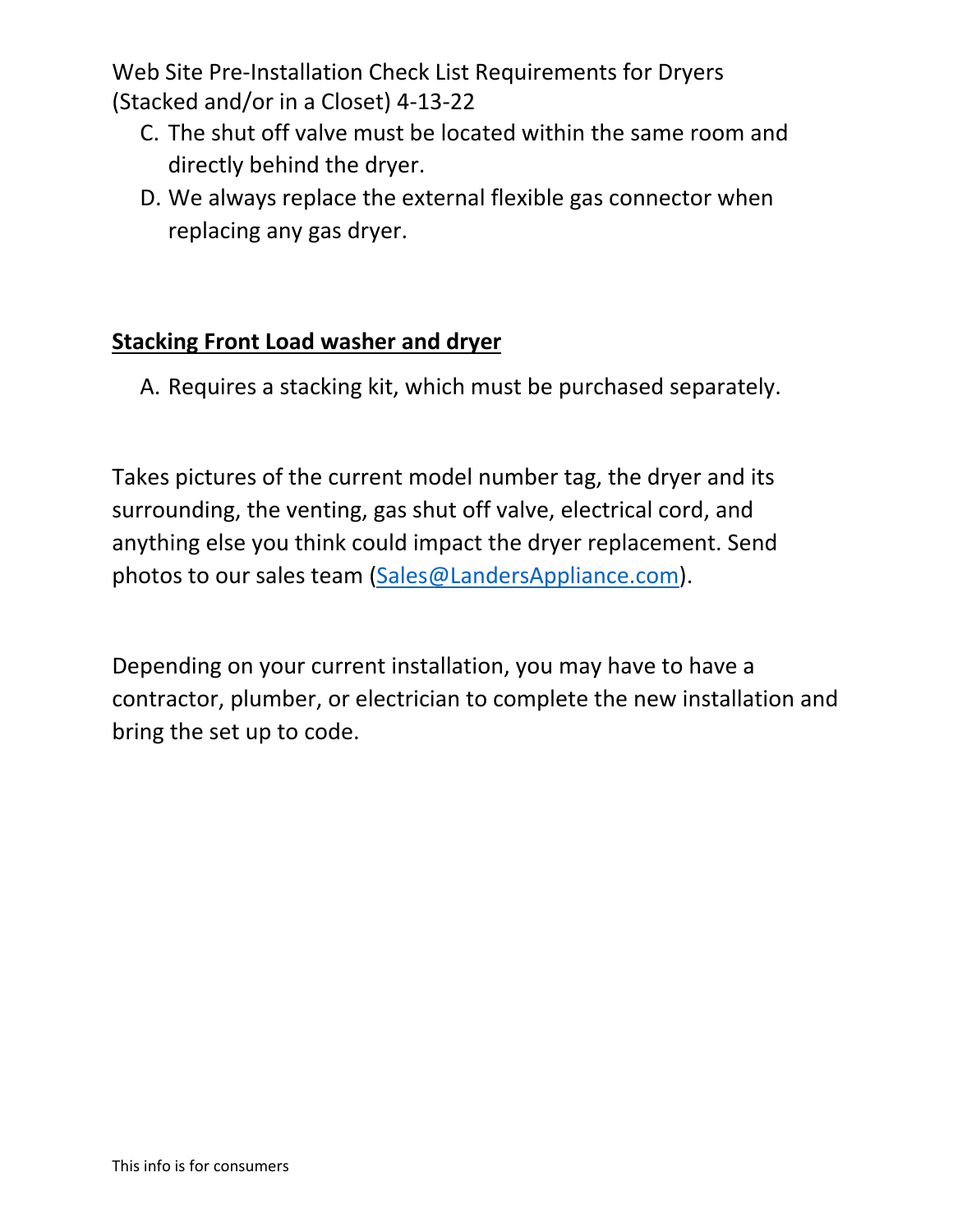C. The shut off valve must be located within the same room and directly behind the dryer.

D. We always replace the external flexible gas connector when replacing any gas dryer.

**Stacking Front Load washer and dryer**

A. Requires a stacking kit, which must be purchased separately.

Takes pictures of the current model number tag, the dryer and its surrounding, the venting, gas shut off valve, electrical cord, and anything else you think could impact the dryer replacement. Send photos to our sales team (Sales@LandersAppliance.com).

Depending on your current installation, you may have to have a contractor, plumber, or electrician to complete the new installation and bring the set up to code.